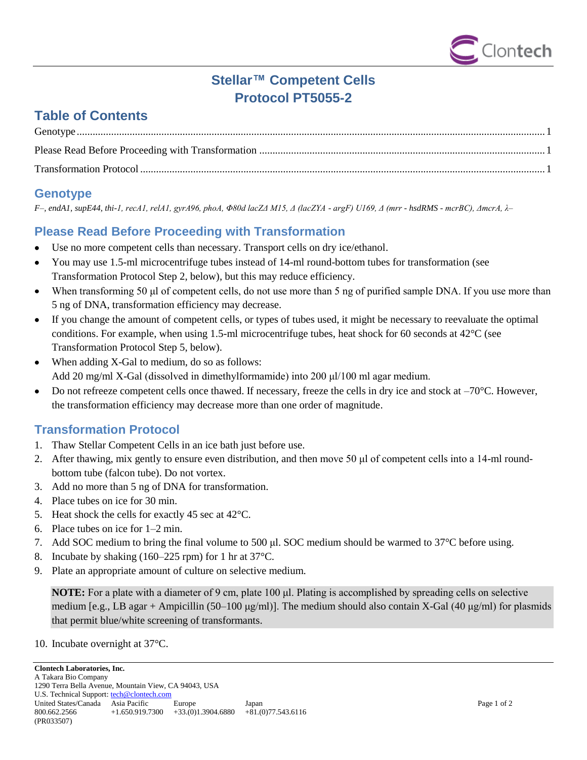# Stellar™ Competent Cells
# Protocol PT5055-2

## Table of Contents

Genotype ........ 1

Please Read Before Proceeding with Transformation ........ 1

Transformation Protocol ........ 1

## Genotype

*F–, endA1, supE44, thi-1, recA1, relA1, gyrA96, phoA, Φ80d lacZΔ M15, Δ (lacZYA - argF) U169, Δ (mrr - hsdRMS - mcrBC), ΔmcrA, λ–*

## Please Read Before Proceeding with Transformation

- Use no more competent cells than necessary. Transport cells on dry ice/ethanol.
- You may use 1.5-ml microcentrifuge tubes instead of 14-ml round-bottom tubes for transformation (see Transformation Protocol Step 2, below), but this may reduce efficiency.
- When transforming 50 µl of competent cells, do not use more than 5 ng of purified sample DNA. If you use more than 5 ng of DNA, transformation efficiency may decrease.
- If you change the amount of competent cells, or types of tubes used, it might be necessary to reevaluate the optimal conditions. For example, when using 1.5-ml microcentrifuge tubes, heat shock for 60 seconds at 42°C (see Transformation Protocol Step 5, below).
- When adding X-Gal to medium, do so as follows:
  Add 20 mg/ml X-Gal (dissolved in dimethylformamide) into 200 µl/100 ml agar medium.
- Do not refreeze competent cells once thawed. If necessary, freeze the cells in dry ice and stock at –70°C. However, the transformation efficiency may decrease more than one order of magnitude.

## Transformation Protocol

1. Thaw Stellar Competent Cells in an ice bath just before use.
2. After thawing, mix gently to ensure even distribution, and then move 50 µl of competent cells into a 14-ml round-bottom tube (falcon tube). Do not vortex.
3. Add no more than 5 ng of DNA for transformation.
4. Place tubes on ice for 30 min.
5. Heat shock the cells for exactly 45 sec at 42°C.
6. Place tubes on ice for 1–2 min.
7. Add SOC medium to bring the final volume to 500 µl. SOC medium should be warmed to 37°C before using.
8. Incubate by shaking (160–225 rpm) for 1 hr at 37°C.
9. Plate an appropriate amount of culture on selective medium.

   **NOTE:** For a plate with a diameter of 9 cm, plate 100 µl. Plating is accomplished by spreading cells on selective medium [e.g., LB agar + Ampicillin (50–100 µg/ml)]. The medium should also contain X-Gal (40 µg/ml) for plasmids that permit blue/white screening of transformants.

10. Incubate overnight at 37°C.

**Clontech Laboratories, Inc.**
A Takara Bio Company
1290 Terra Bella Avenue, Mountain View, CA 94043, USA
U.S. Technical Support: tech@clontech.com

| United States/Canada | Asia Pacific | Europe | Japan |
|---|---|---|---|
| 800.662.2566 | +1.650.919.7300 | +33.(0)1.3904.6880 | +81.(0)77.543.6116 |

(PR033507)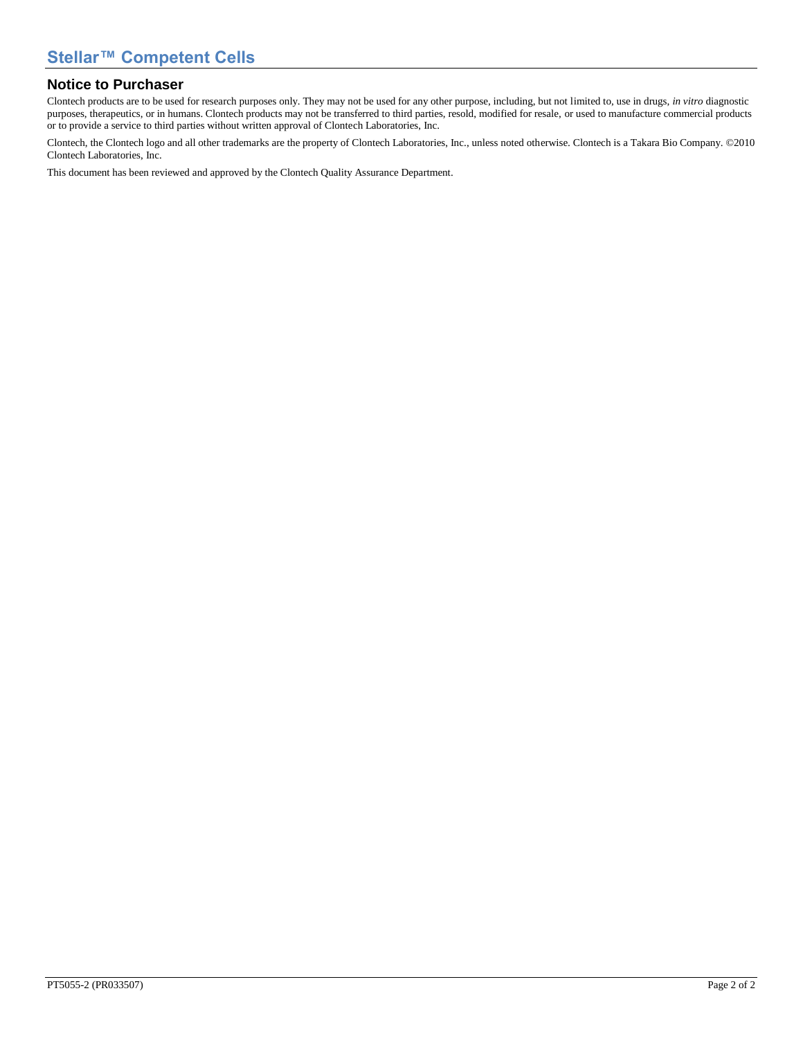## Notice to Purchaser

Clontech products are to be used for research purposes only. They may not be used for any other purpose, including, but not limited to, use in drugs, *in vitro* diagnostic purposes, therapeutics, or in humans. Clontech products may not be transferred to third parties, resold, modified for resale, or used to manufacture commercial products or to provide a service to third parties without written approval of Clontech Laboratories, Inc.

Clontech, the Clontech logo and all other trademarks are the property of Clontech Laboratories, Inc., unless noted otherwise. Clontech is a Takara Bio Company. ©2010 Clontech Laboratories, Inc.

This document has been reviewed and approved by the Clontech Quality Assurance Department.